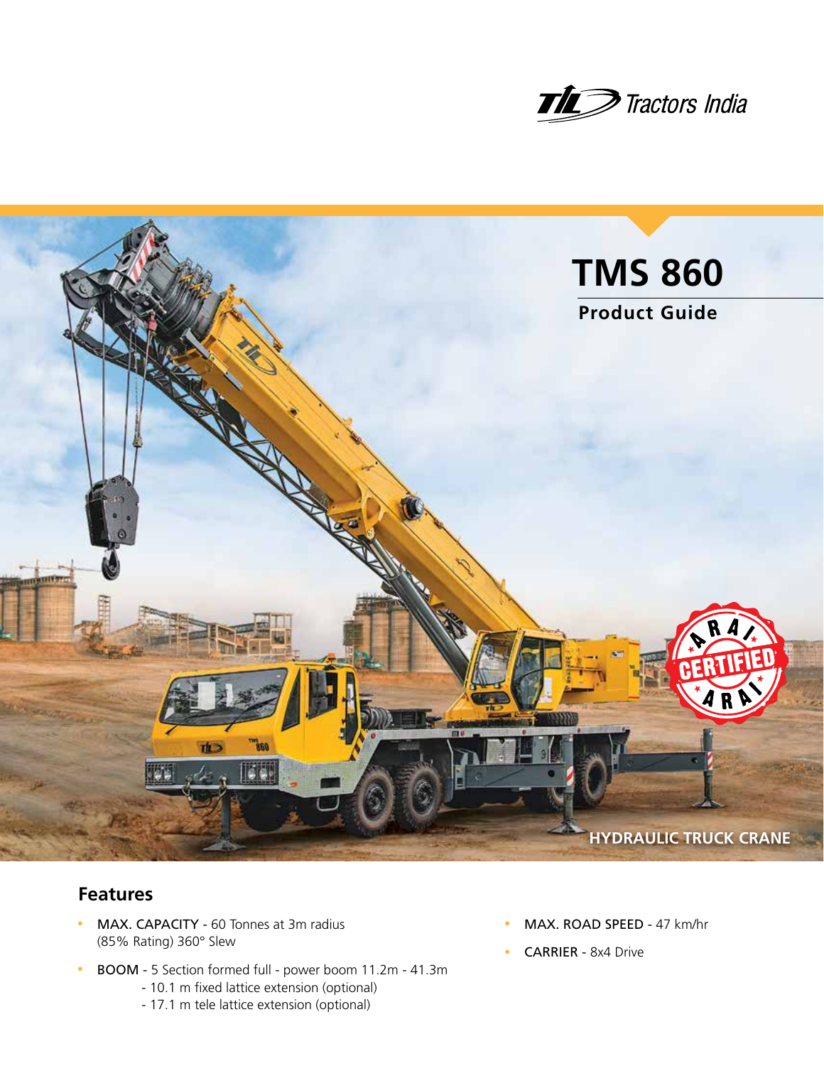Tractors India

# TMS 860

## Product Guide

HYDRAULIC TRUCK CRANE

## Features

- MAX. CAPACITY - 60 Tonnes at 3m radius (85% Rating) 360° Slew
- BOOM - 5 Section formed full - power boom 11.2m - 41.3m
  - 10.1 m fixed lattice extension (optional)
  - 17.1 m tele lattice extension (optional)
- MAX. ROAD SPEED - 47 km/hr
- CARRIER - 8x4 Drive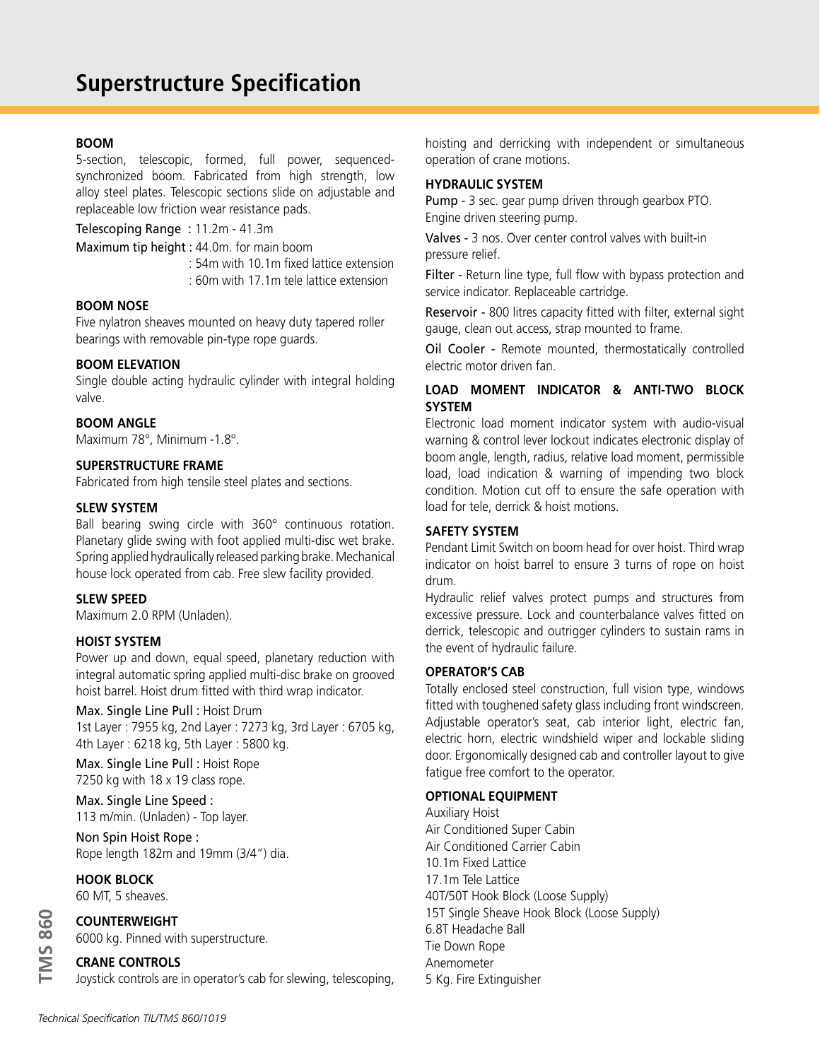# Superstructure Specification

### BOOM

5-section, telescopic, formed, full power, sequenced-synchronized boom. Fabricated from high strength, low alloy steel plates. Telescopic sections slide on adjustable and replaceable low friction wear resistance pads.

Telescoping Range : 11.2m - 41.3m

Maximum tip height : 44.0m. for main boom
: 54m with 10.1m fixed lattice extension
: 60m with 17.1m tele lattice extension

### BOOM NOSE

Five nylatron sheaves mounted on heavy duty tapered roller bearings with removable pin-type rope guards.

### BOOM ELEVATION

Single double acting hydraulic cylinder with integral holding valve.

### BOOM ANGLE

Maximum 78°, Minimum -1.8°.

### SUPERSTRUCTURE FRAME

Fabricated from high tensile steel plates and sections.

### SLEW SYSTEM

Ball bearing swing circle with 360° continuous rotation. Planetary glide swing with foot applied multi-disc wet brake. Spring applied hydraulically released parking brake. Mechanical house lock operated from cab. Free slew facility provided.

### SLEW SPEED

Maximum 2.0 RPM (Unladen).

### HOIST SYSTEM

Power up and down, equal speed, planetary reduction with integral automatic spring applied multi-disc brake on grooved hoist barrel. Hoist drum fitted with third wrap indicator.

Max. Single Line Pull : Hoist Drum
1st Layer : 7955 kg, 2nd Layer : 7273 kg, 3rd Layer : 6705 kg, 4th Layer : 6218 kg, 5th Layer : 5800 kg.

Max. Single Line Pull : Hoist Rope
7250 kg with 18 x 19 class rope.

Max. Single Line Speed :
113 m/min. (Unladen) - Top layer.

Non Spin Hoist Rope :
Rope length 182m and 19mm (3/4") dia.

### HOOK BLOCK

60 MT, 5 sheaves.

### COUNTERWEIGHT

6000 kg. Pinned with superstructure.

### CRANE CONTROLS

Joystick controls are in operator's cab for slewing, telescoping, hoisting and derricking with independent or simultaneous operation of crane motions.

### HYDRAULIC SYSTEM

Pump - 3 sec. gear pump driven through gearbox PTO. Engine driven steering pump.

Valves - 3 nos. Over center control valves with built-in pressure relief.

Filter - Return line type, full flow with bypass protection and service indicator. Replaceable cartridge.

Reservoir - 800 litres capacity fitted with filter, external sight gauge, clean out access, strap mounted to frame.

Oil Cooler - Remote mounted, thermostatically controlled electric motor driven fan.

### LOAD MOMENT INDICATOR & ANTI-TWO BLOCK SYSTEM

Electronic load moment indicator system with audio-visual warning & control lever lockout indicates electronic display of boom angle, length, radius, relative load moment, permissible load, load indication & warning of impending two block condition. Motion cut off to ensure the safe operation with load for tele, derrick & hoist motions.

### SAFETY SYSTEM

Pendant Limit Switch on boom head for over hoist. Third wrap indicator on hoist barrel to ensure 3 turns of rope on hoist drum.

Hydraulic relief valves protect pumps and structures from excessive pressure. Lock and counterbalance valves fitted on derrick, telescopic and outrigger cylinders to sustain rams in the event of hydraulic failure.

### OPERATOR'S CAB

Totally enclosed steel construction, full vision type, windows fitted with toughened safety glass including front windscreen. Adjustable operator's seat, cab interior light, electric fan, electric horn, electric windshield wiper and lockable sliding door. Ergonomically designed cab and controller layout to give fatigue free comfort to the operator.

### OPTIONAL EQUIPMENT

Auxiliary Hoist
Air Conditioned Super Cabin
Air Conditioned Carrier Cabin
10.1m Fixed Lattice
17.1m Tele Lattice
40T/50T Hook Block (Loose Supply)
15T Single Sheave Hook Block (Loose Supply)
6.8T Headache Ball
Tie Down Rope
Anemometer
5 Kg. Fire Extinguisher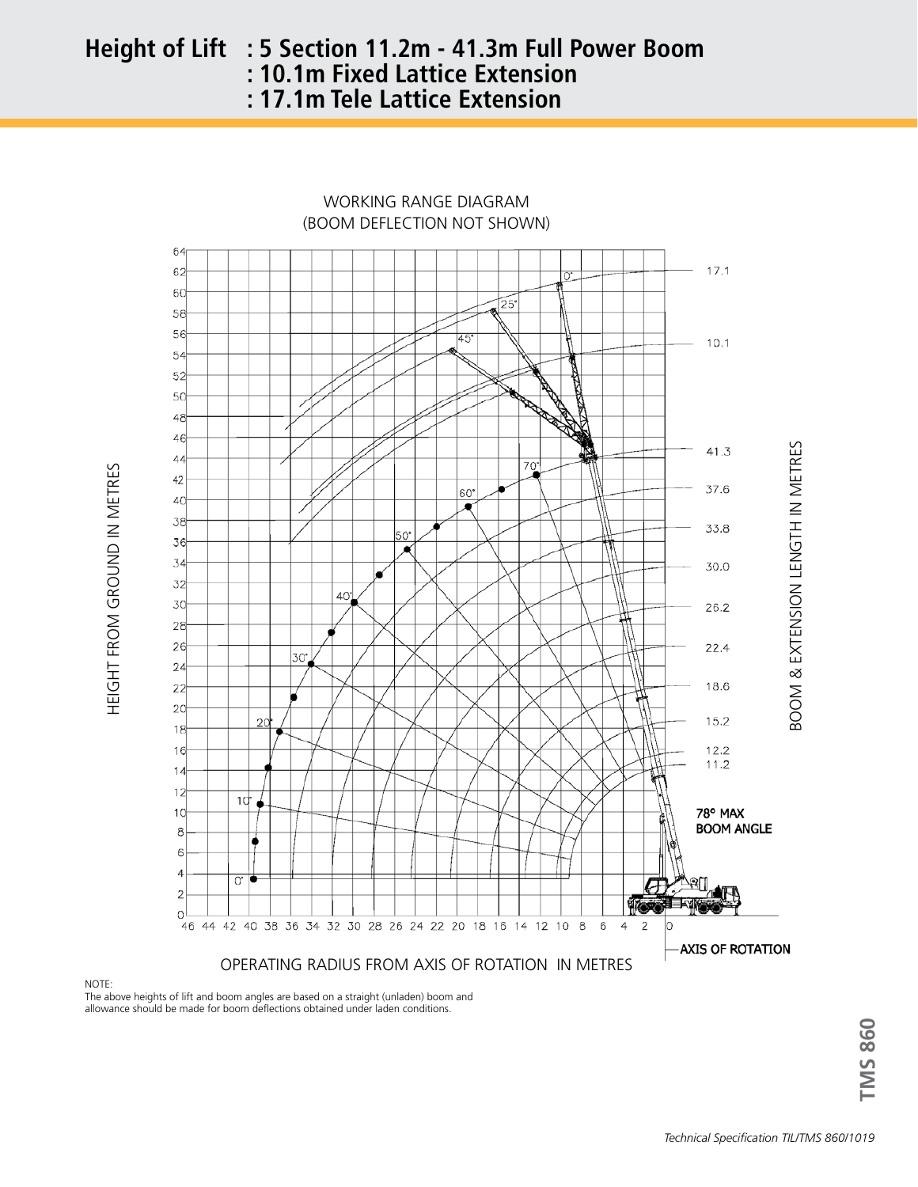# Height of Lift : 5 Section 11.2m - 41.3m Full Power Boom
# : 10.1m Fixed Lattice Extension
# : 17.1m Tele Lattice Extension

WORKING RANGE DIAGRAM
(BOOM DEFLECTION NOT SHOWN)

HEIGHT FROM GROUND IN METRES

BOOM & EXTENSION LENGTH IN METRES

17.1
10.1
41.3
37.6
33.8
30.0
26.2
22.4
18.6
15.2
12.2
11.2

0° 25° 45° 70° 60° 50° 40° 30° 20° 10° 0°

**78° MAX BOOM ANGLE**

**AXIS OF ROTATION**

OPERATING RADIUS FROM AXIS OF ROTATION IN METRES

NOTE:
The above heights of lift and boom angles are based on a straight (unladen) boom and allowance should be made for boom deflections obtained under laden conditions.

*Technical Specification TIL/TMS 860/1019*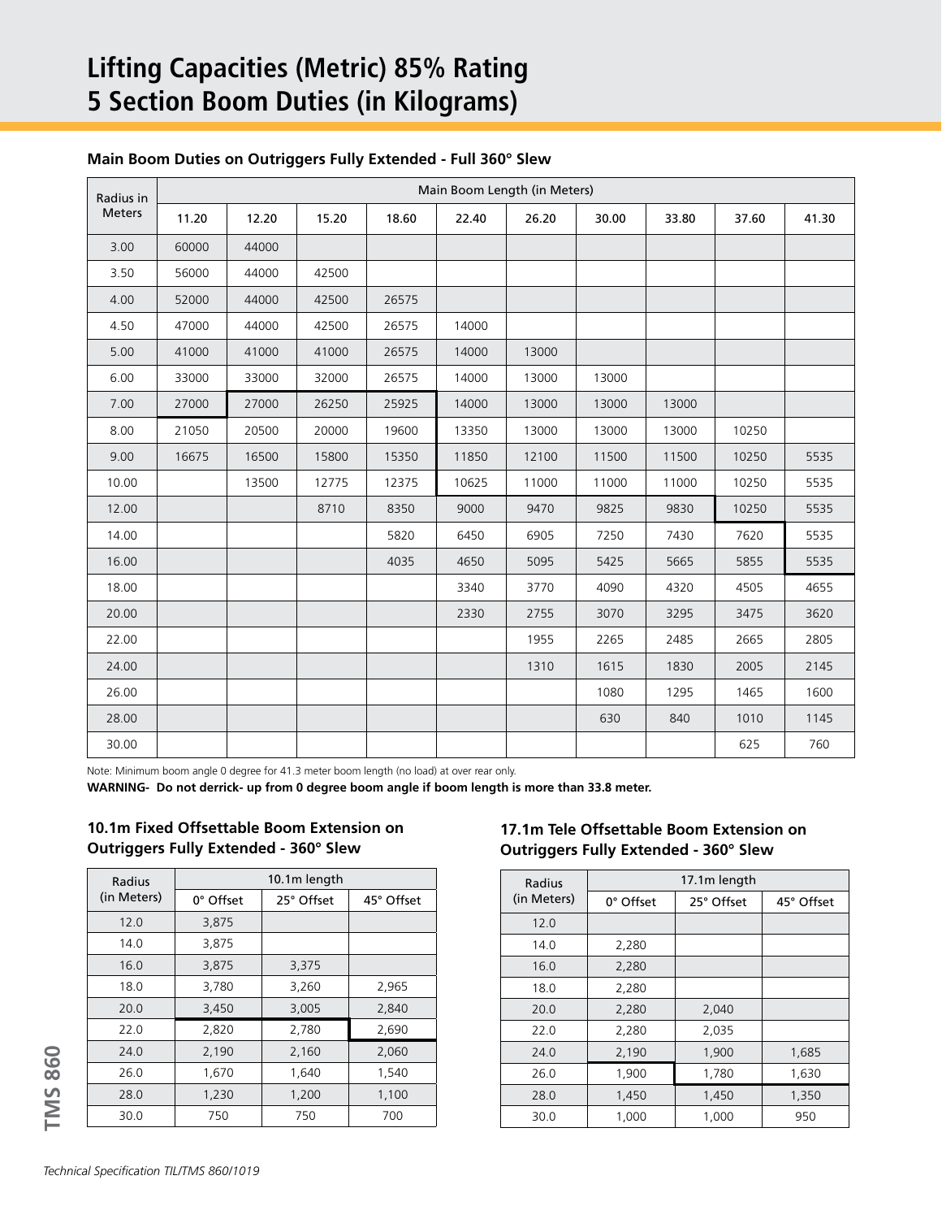# Lifting Capacities (Metric) 85% Rating
# 5 Section Boom Duties (in Kilograms)

### Main Boom Duties on Outriggers Fully Extended - Full 360° Slew

| Radius in Meters | Main Boom Length (in Meters) | | | | | | | | | |
|---|---|---|---|---|---|---|---|---|---|---|
| | 11.20 | 12.20 | 15.20 | 18.60 | 22.40 | 26.20 | 30.00 | 33.80 | 37.60 | 41.30 |
| 3.00 | 60000 | 44000 | | | | | | | | |
| 3.50 | 56000 | 44000 | 42500 | | | | | | | |
| 4.00 | 52000 | 44000 | 42500 | 26575 | | | | | | |
| 4.50 | 47000 | 44000 | 42500 | 26575 | 14000 | | | | | |
| 5.00 | 41000 | 41000 | 41000 | 26575 | 14000 | 13000 | | | | |
| 6.00 | 33000 | 33000 | 32000 | 26575 | 14000 | 13000 | 13000 | | | |
| 7.00 | 27000 | 27000 | 26250 | 25925 | 14000 | 13000 | 13000 | 13000 | | |
| 8.00 | 21050 | 20500 | 20000 | 19600 | 13350 | 13000 | 13000 | 13000 | 10250 | |
| 9.00 | 16675 | 16500 | 15800 | 15350 | 11850 | 12100 | 11500 | 11500 | 10250 | 5535 |
| 10.00 | | 13500 | 12775 | 12375 | 10625 | 11000 | 11000 | 11000 | 10250 | 5535 |
| 12.00 | | | 8710 | 8350 | 9000 | 9470 | 9825 | 9830 | 10250 | 5535 |
| 14.00 | | | | 5820 | 6450 | 6905 | 7250 | 7430 | 7620 | 5535 |
| 16.00 | | | | 4035 | 4650 | 5095 | 5425 | 5665 | 5855 | 5535 |
| 18.00 | | | | | 3340 | 3770 | 4090 | 4320 | 4505 | 4655 |
| 20.00 | | | | | 2330 | 2755 | 3070 | 3295 | 3475 | 3620 |
| 22.00 | | | | | | 1955 | 2265 | 2485 | 2665 | 2805 |
| 24.00 | | | | | | 1310 | 1615 | 1830 | 2005 | 2145 |
| 26.00 | | | | | | | 1080 | 1295 | 1465 | 1600 |
| 28.00 | | | | | | | 630 | 840 | 1010 | 1145 |
| 30.00 | | | | | | | | | 625 | 760 |

Note: Minimum boom angle 0 degree for 41.3 meter boom length (no load) at over rear only.

**WARNING- Do not derrick- up from 0 degree boom angle if boom length is more than 33.8 meter.**

### 10.1m Fixed Offsettable Boom Extension on Outriggers Fully Extended - 360° Slew

| Radius (in Meters) | 10.1m length | | |
|---|---|---|---|
| | 0° Offset | 25° Offset | 45° Offset |
| 12.0 | 3,875 | | |
| 14.0 | 3,875 | | |
| 16.0 | 3,875 | 3,375 | |
| 18.0 | 3,780 | 3,260 | 2,965 |
| 20.0 | 3,450 | 3,005 | 2,840 |
| 22.0 | 2,820 | 2,780 | 2,690 |
| 24.0 | 2,190 | 2,160 | 2,060 |
| 26.0 | 1,670 | 1,640 | 1,540 |
| 28.0 | 1,230 | 1,200 | 1,100 |
| 30.0 | 750 | 750 | 700 |

### 17.1m Tele Offsettable Boom Extension on Outriggers Fully Extended - 360° Slew

| Radius (in Meters) | 17.1m length | | |
|---|---|---|---|
| | 0° Offset | 25° Offset | 45° Offset |
| 12.0 | | | |
| 14.0 | 2,280 | | |
| 16.0 | 2,280 | | |
| 18.0 | 2,280 | | |
| 20.0 | 2,280 | 2,040 | |
| 22.0 | 2,280 | 2,035 | |
| 24.0 | 2,190 | 1,900 | 1,685 |
| 26.0 | 1,900 | 1,780 | 1,630 |
| 28.0 | 1,450 | 1,450 | 1,350 |
| 30.0 | 1,000 | 1,000 | 950 |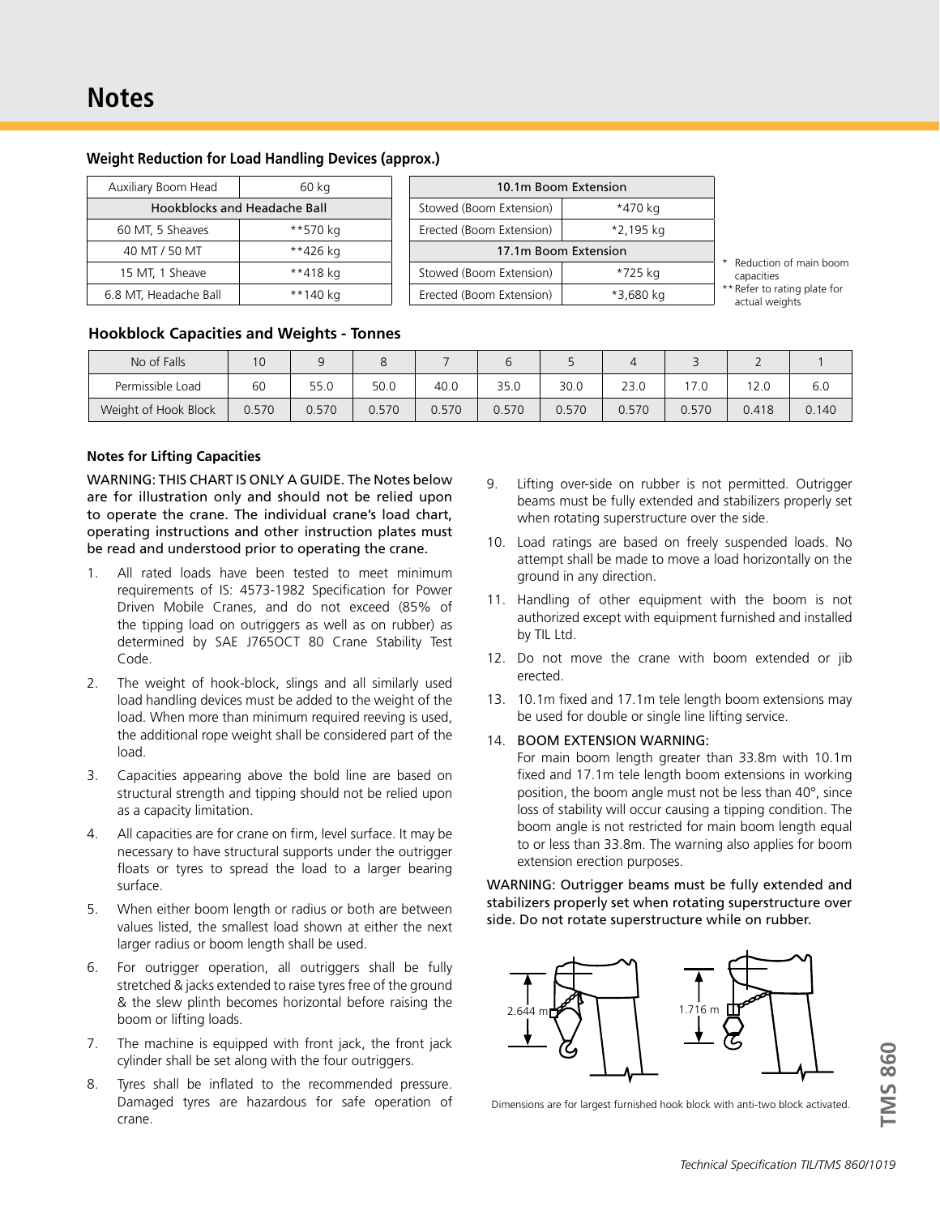# Notes

### Weight Reduction for Load Handling Devices (approx.)

| Auxiliary Boom Head | 60 kg |
|---|---|
| Hookblocks and Headache Ball | |
| 60 MT, 5 Sheaves | **570 kg |
| 40 MT / 50 MT | **426 kg |
| 15 MT, 1 Sheave | **418 kg |
| 6.8 MT, Headache Ball | **140 kg |

| 10.1m Boom Extension | |
|---|---|
| Stowed (Boom Extension) | *470 kg |
| Erected (Boom Extension) | *2,195 kg |
| 17.1m Boom Extension | |
| Stowed (Boom Extension) | *725 kg |
| Erected (Boom Extension) | *3,680 kg |

\* Reduction of main boom capacities
** Refer to rating plate for actual weights

### Hookblock Capacities and Weights - Tonnes

| No of Falls | 10 | 9 | 8 | 7 | 6 | 5 | 4 | 3 | 2 | 1 |
|---|---|---|---|---|---|---|---|---|---|---|
| Permissible Load | 60 | 55.0 | 50.0 | 40.0 | 35.0 | 30.0 | 23.0 | 17.0 | 12.0 | 6.0 |
| Weight of Hook Block | 0.570 | 0.570 | 0.570 | 0.570 | 0.570 | 0.570 | 0.570 | 0.570 | 0.418 | 0.140 |

#### Notes for Lifting Capacities

WARNING: THIS CHART IS ONLY A GUIDE. The Notes below are for illustration only and should not be relied upon to operate the crane. The individual crane's load chart, operating instructions and other instruction plates must be read and understood prior to operating the crane.

1. All rated loads have been tested to meet minimum requirements of IS: 4573-1982 Specification for Power Driven Mobile Cranes, and do not exceed (85% of the tipping load on outriggers as well as on rubber) as determined by SAE J765OCT 80 Crane Stability Test Code.
2. The weight of hook-block, slings and all similarly used load handling devices must be added to the weight of the load. When more than minimum required reeving is used, the additional rope weight shall be considered part of the load.
3. Capacities appearing above the bold line are based on structural strength and tipping should not be relied upon as a capacity limitation.
4. All capacities are for crane on firm, level surface. It may be necessary to have structural supports under the outrigger floats or tyres to spread the load to a larger bearing surface.
5. When either boom length or radius or both are between values listed, the smallest load shown at either the next larger radius or boom length shall be used.
6. For outrigger operation, all outriggers shall be fully stretched & jacks extended to raise tyres free of the ground & the slew plinth becomes horizontal before raising the boom or lifting loads.
7. The machine is equipped with front jack, the front jack cylinder shall be set along with the four outriggers.
8. Tyres shall be inflated to the recommended pressure. Damaged tyres are hazardous for safe operation of crane.
9. Lifting over-side on rubber is not permitted. Outrigger beams must be fully extended and stabilizers properly set when rotating superstructure over the side.
10. Load ratings are based on freely suspended loads. No attempt shall be made to move a load horizontally on the ground in any direction.
11. Handling of other equipment with the boom is not authorized except with equipment furnished and installed by TIL Ltd.
12. Do not move the crane with boom extended or jib erected.
13. 10.1m fixed and 17.1m tele length boom extensions may be used for double or single line lifting service.
14. BOOM EXTENSION WARNING:
    For main boom length greater than 33.8m with 10.1m fixed and 17.1m tele length boom extensions in working position, the boom angle must not be less than 40°, since loss of stability will occur causing a tipping condition. The boom angle is not restricted for main boom length equal to or less than 33.8m. The warning also applies for boom extension erection purposes.

WARNING: Outrigger beams must be fully extended and stabilizers properly set when rotating superstructure over side. Do not rotate superstructure while on rubber.

2.644 m

1.716 m

Dimensions are for largest furnished hook block with anti-two block activated.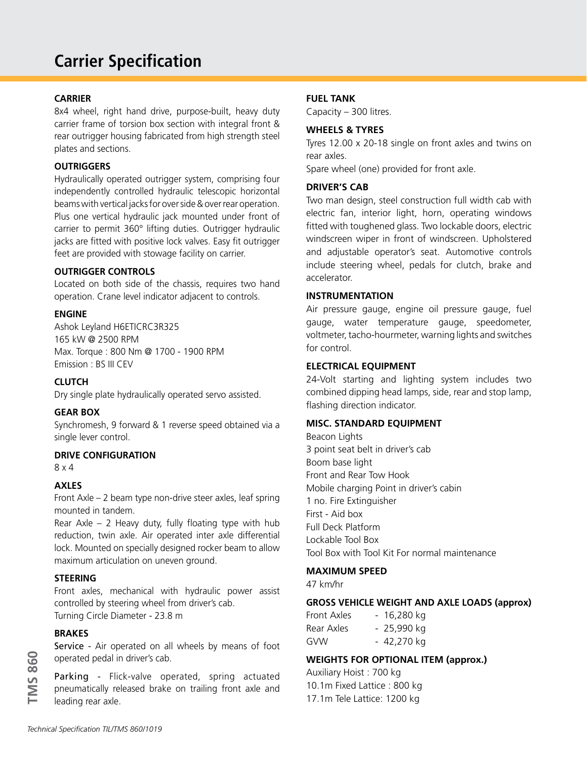# Carrier Specification

### CARRIER

8x4 wheel, right hand drive, purpose-built, heavy duty carrier frame of torsion box section with integral front & rear outrigger housing fabricated from high strength steel plates and sections.

### OUTRIGGERS

Hydraulically operated outrigger system, comprising four independently controlled hydraulic telescopic horizontal beams with vertical jacks for over side & over rear operation. Plus one vertical hydraulic jack mounted under front of carrier to permit 360° lifting duties. Outrigger hydraulic jacks are fitted with positive lock valves. Easy fit outrigger feet are provided with stowage facility on carrier.

### OUTRIGGER CONTROLS

Located on both side of the chassis, requires two hand operation. Crane level indicator adjacent to controls.

### ENGINE

Ashok Leyland H6ETICRC3R325
165 kW @ 2500 RPM
Max. Torque : 800 Nm @ 1700 - 1900 RPM
Emission : BS III CEV

### CLUTCH

Dry single plate hydraulically operated servo assisted.

### GEAR BOX

Synchromesh, 9 forward & 1 reverse speed obtained via a single lever control.

### DRIVE CONFIGURATION

8 x 4

### AXLES

Front Axle – 2 beam type non-drive steer axles, leaf spring mounted in tandem.

Rear Axle – 2 Heavy duty, fully floating type with hub reduction, twin axle. Air operated inter axle differential lock. Mounted on specially designed rocker beam to allow maximum articulation on uneven ground.

### STEERING

Front axles, mechanical with hydraulic power assist controlled by steering wheel from driver's cab.
Turning Circle Diameter - 23.8 m

### BRAKES

Service - Air operated on all wheels by means of foot operated pedal in driver's cab.

Parking - Flick-valve operated, spring actuated pneumatically released brake on trailing front axle and leading rear axle.

### FUEL TANK

Capacity – 300 litres.

### WHEELS & TYRES

Tyres 12.00 x 20-18 single on front axles and twins on rear axles.
Spare wheel (one) provided for front axle.

### DRIVER'S CAB

Two man design, steel construction full width cab with electric fan, interior light, horn, operating windows fitted with toughened glass. Two lockable doors, electric windscreen wiper in front of windscreen. Upholstered and adjustable operator's seat. Automotive controls include steering wheel, pedals for clutch, brake and accelerator.

### INSTRUMENTATION

Air pressure gauge, engine oil pressure gauge, fuel gauge, water temperature gauge, speedometer, voltmeter, tacho-hourmeter, warning lights and switches for control.

### ELECTRICAL EQUIPMENT

24-Volt starting and lighting system includes two combined dipping head lamps, side, rear and stop lamp, flashing direction indicator.

### MISC. STANDARD EQUIPMENT

Beacon Lights
3 point seat belt in driver's cab
Boom base light
Front and Rear Tow Hook
Mobile charging Point in driver's cabin
1 no. Fire Extinguisher
First - Aid box
Full Deck Platform
Lockable Tool Box
Tool Box with Tool Kit For normal maintenance

### MAXIMUM SPEED

47 km/hr

### GROSS VEHICLE WEIGHT AND AXLE LOADS (approx)

| | |
|---|---|
| Front Axles | - 16,280 kg |
| Rear Axles | - 25,990 kg |
| GVW | - 42,270 kg |

### WEIGHTS FOR OPTIONAL ITEM (approx.)

Auxiliary Hoist : 700 kg
10.1m Fixed Lattice : 800 kg
17.1m Tele Lattice: 1200 kg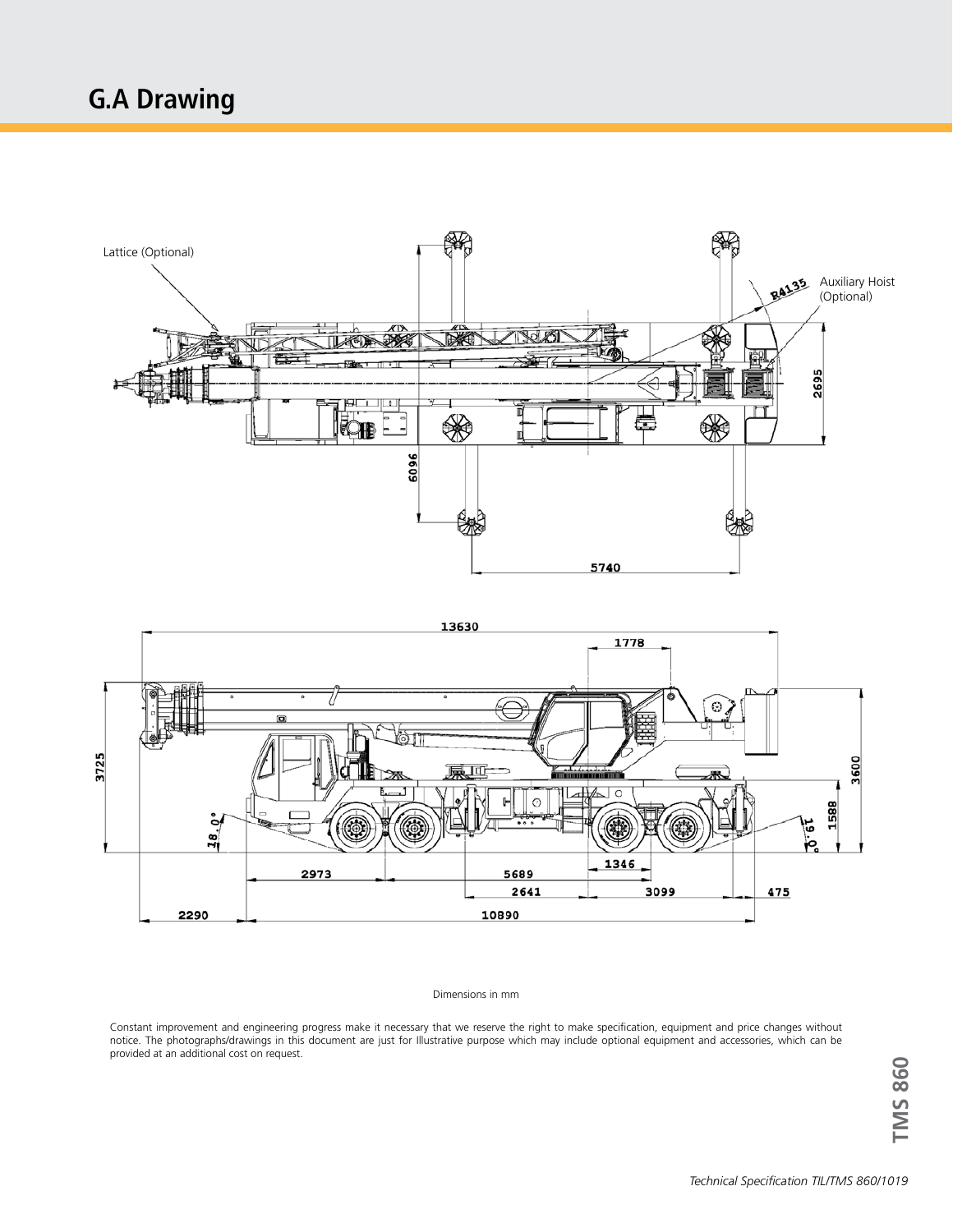## G.A Drawing

Dimensions in mm

Constant improvement and engineering progress make it necessary that we reserve the right to make specification, equipment and price changes without notice. The photographs/drawings in this document are just for Illustrative purpose which may include optional equipment and accessories, which can be provided at an additional cost on request.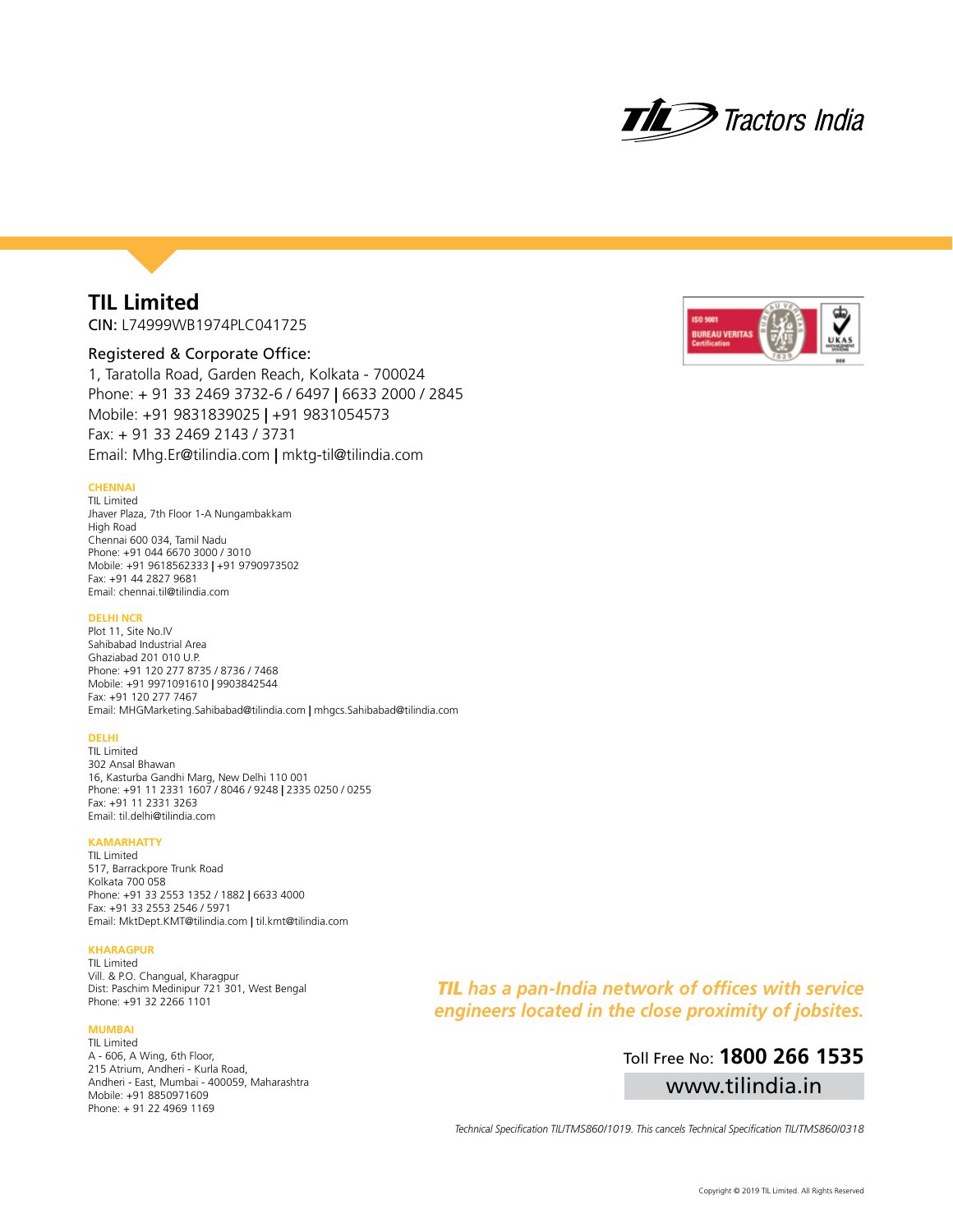Tractors India

# TIL Limited

**CIN:** L74999WB1974PLC041725

Registered & Corporate Office:
1, Taratolla Road, Garden Reach, Kolkata - 700024
Phone: + 91 33 2469 3732-6 / 6497 | 6633 2000 / 2845
Mobile: +91 9831839025 | +91 9831054573
Fax: + 91 33 2469 2143 / 3731
Email: Mhg.Er@tilindia.com | mktg-til@tilindia.com

**CHENNAI**
TIL Limited
Jhaver Plaza, 7th Floor 1-A Nungambakkam
High Road
Chennai 600 034, Tamil Nadu
Phone: +91 044 6670 3000 / 3010
Mobile: +91 9618562333 | +91 9790973502
Fax: +91 44 2827 9681
Email: chennai.til@tilindia.com

**DELHI NCR**
Plot 11, Site No.IV
Sahibabad Industrial Area
Ghaziabad 201 010 U.P.
Phone: +91 120 277 8735 / 8736 / 7468
Mobile: +91 9971091610 | 9903842544
Fax: +91 120 277 7467
Email: MHGMarketing.Sahibabad@tilindia.com | mhgcs.Sahibabad@tilindia.com

**DELHI**
TIL Limited
302 Ansal Bhawan
16, Kasturba Gandhi Marg, New Delhi 110 001
Phone: +91 11 2331 1607 / 8046 / 9248 | 2335 0250 / 0255
Fax: +91 11 2331 3263
Email: til.delhi@tilindia.com

**KAMARHATTY**
TIL Limited
517, Barrackpore Trunk Road
Kolkata 700 058
Phone: +91 33 2553 1352 / 1882 | 6633 4000
Fax: +91 33 2553 2546 / 5971
Email: MktDept.KMT@tilindia.com | til.kmt@tilindia.com

**KHARAGPUR**
TIL Limited
Vill. & P.O. Changual, Kharagpur
Dist: Paschim Medinipur 721 301, West Bengal
Phone: +91 32 2266 1101

**MUMBAI**
TIL Limited
A - 606, A Wing, 6th Floor,
215 Atrium, Andheri - Kurla Road,
Andheri - East, Mumbai - 400059, Maharashtra
Mobile: +91 8850971609
Phone: + 91 22 4969 1169

***TIL** has a pan-India network of offices with service engineers located in the close proximity of jobsites.*

Toll Free No: **1800 266 1535**

www.tilindia.in

*Technical Specification TIL/TMS860/1019. This cancels Technical Specification TIL/TMS860/0318*

Copyright © 2019 TIL Limited. All Rights Reserved